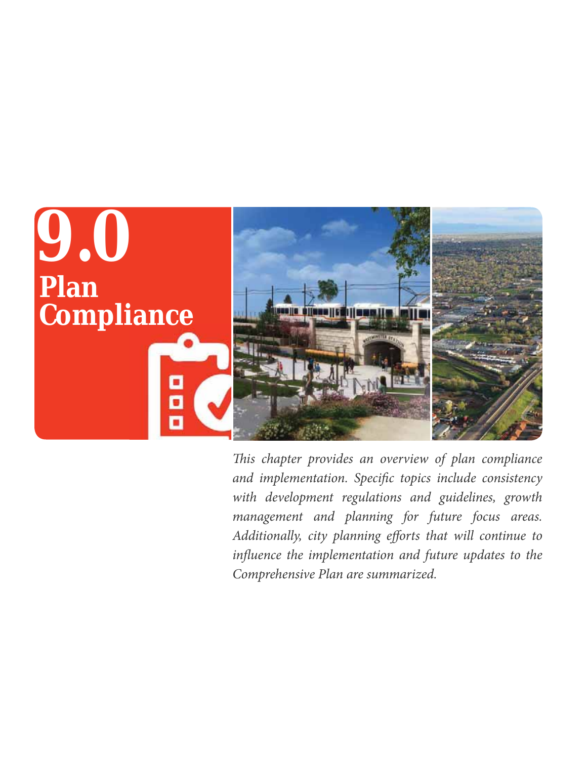# 9.0 Plan Compliance

*This chapter provides an overview of plan compliance and implementation. Specific topics include consistency with development regulations and guidelines, growth management and planning for future focus areas. Additionally, city planning efforts that will continue to influence the implementation and future updates to the Comprehensive Plan are summarized.*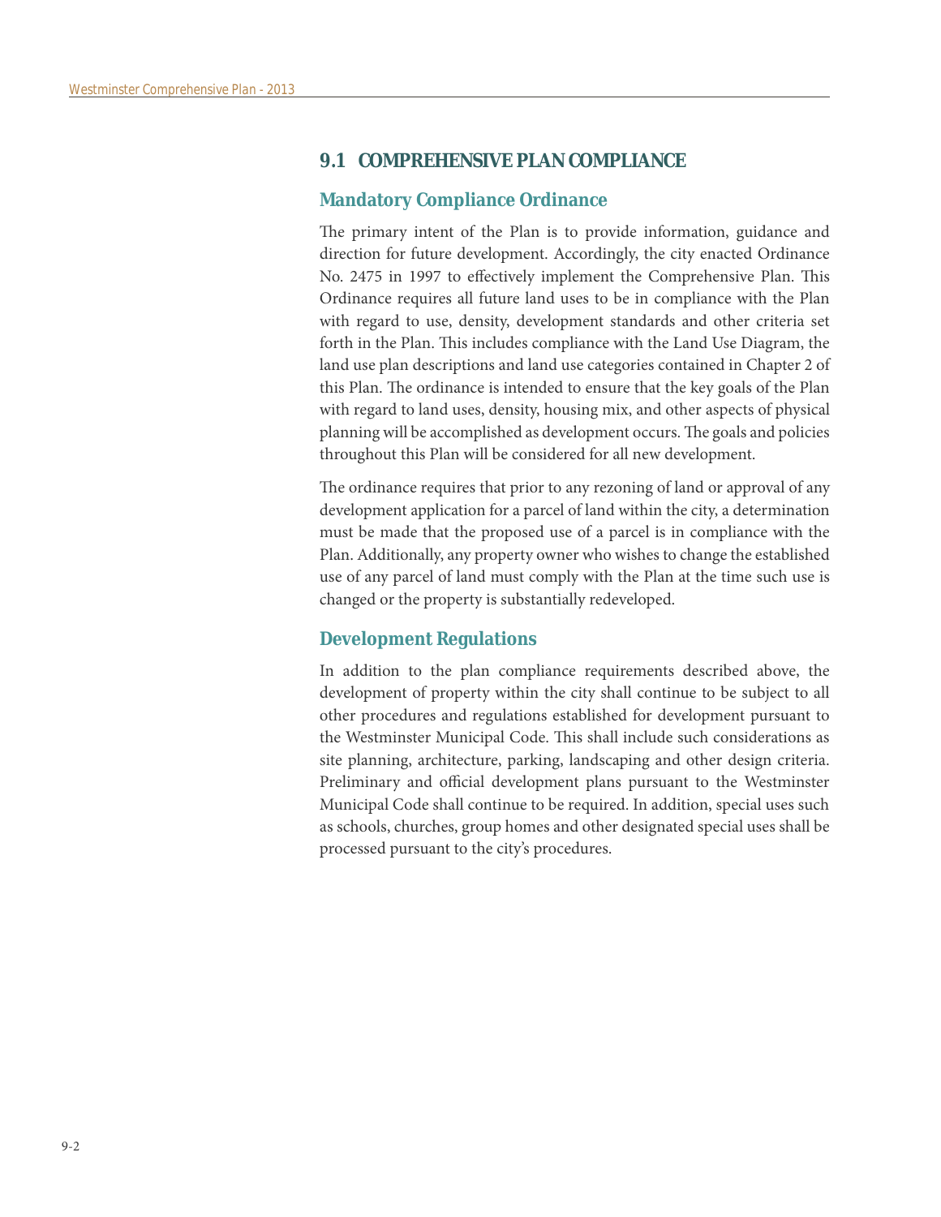## 9.1 COMPREHENSIVE PLAN COMPLIANCE

### Mandatory Compliance Ordinance

The primary intent of the Plan is to provide information, guidance and direction for future development. Accordingly, the city enacted Ordinance No. 2475 in 1997 to effectively implement the Comprehensive Plan. This Ordinance requires all future land uses to be in compliance with the Plan with regard to use, density, development standards and other criteria set forth in the Plan. This includes compliance with the Land Use Diagram, the land use plan descriptions and land use categories contained in Chapter 2 of this Plan. The ordinance is intended to ensure that the key goals of the Plan with regard to land uses, density, housing mix, and other aspects of physical planning will be accomplished as development occurs. The goals and policies throughout this Plan will be considered for all new development.

The ordinance requires that prior to any rezoning of land or approval of any development application for a parcel of land within the city, a determination must be made that the proposed use of a parcel is in compliance with the Plan. Additionally, any property owner who wishes to change the established use of any parcel of land must comply with the Plan at the time such use is changed or the property is substantially redeveloped.

### Development Regulations

In addition to the plan compliance requirements described above, the development of property within the city shall continue to be subject to all other procedures and regulations established for development pursuant to the Westminster Municipal Code. This shall include such considerations as site planning, architecture, parking, landscaping and other design criteria. Preliminary and official development plans pursuant to the Westminster Municipal Code shall continue to be required. In addition, special uses such as schools, churches, group homes and other designated special uses shall be processed pursuant to the city's procedures.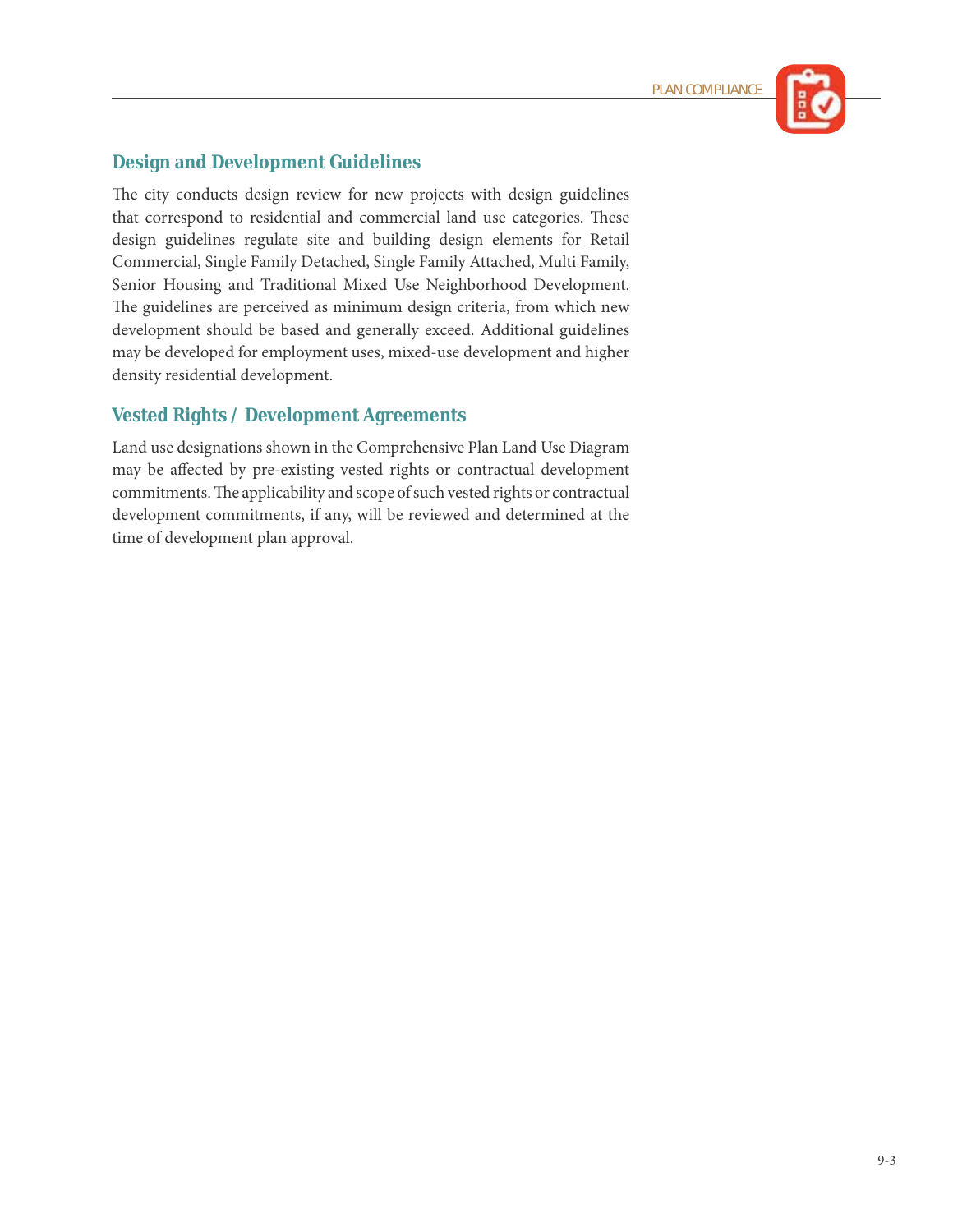## Design and Development Guidelines

The city conducts design review for new projects with design guidelines that correspond to residential and commercial land use categories. These design guidelines regulate site and building design elements for Retail Commercial, Single Family Detached, Single Family Attached, Multi Family, Senior Housing and Traditional Mixed Use Neighborhood Development. The guidelines are perceived as minimum design criteria, from which new development should be based and generally exceed. Additional guidelines may be developed for employment uses, mixed-use development and higher density residential development.

## Vested Rights / Development Agreements

Land use designations shown in the Comprehensive Plan Land Use Diagram may be affected by pre-existing vested rights or contractual development commitments. The applicability and scope of such vested rights or contractual development commitments, if any, will be reviewed and determined at the time of development plan approval.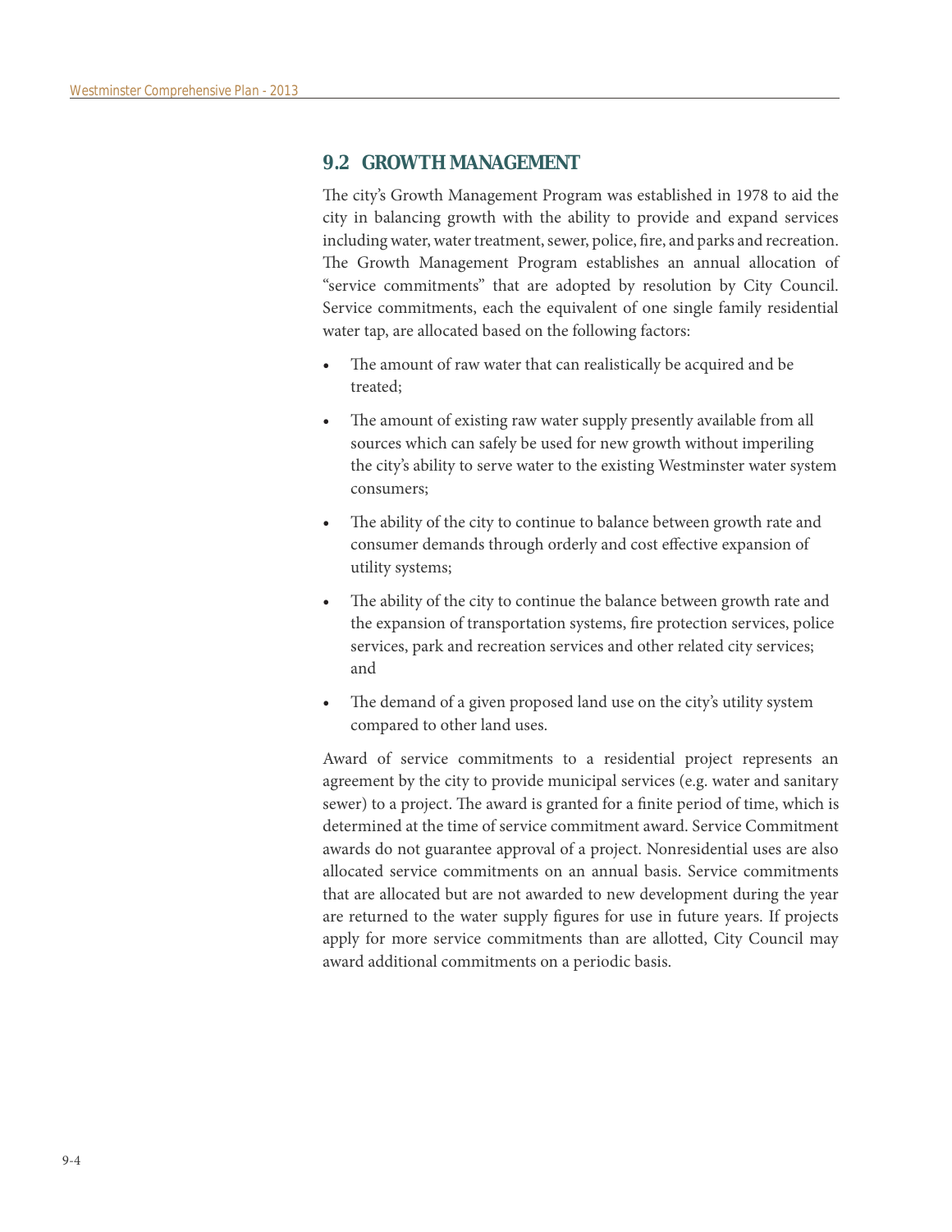## 9.2 GROWTH MANAGEMENT

The city's Growth Management Program was established in 1978 to aid the city in balancing growth with the ability to provide and expand services including water, water treatment, sewer, police, fire, and parks and recreation. The Growth Management Program establishes an annual allocation of "service commitments" that are adopted by resolution by City Council. Service commitments, each the equivalent of one single family residential water tap, are allocated based on the following factors:

- The amount of raw water that can realistically be acquired and be treated;
- The amount of existing raw water supply presently available from all sources which can safely be used for new growth without imperiling the city's ability to serve water to the existing Westminster water system consumers;
- The ability of the city to continue to balance between growth rate and consumer demands through orderly and cost effective expansion of utility systems;
- The ability of the city to continue the balance between growth rate and the expansion of transportation systems, fire protection services, police services, park and recreation services and other related city services; and
- The demand of a given proposed land use on the city's utility system compared to other land uses.

Award of service commitments to a residential project represents an agreement by the city to provide municipal services (e.g. water and sanitary sewer) to a project. The award is granted for a finite period of time, which is determined at the time of service commitment award. Service Commitment awards do not guarantee approval of a project. Nonresidential uses are also allocated service commitments on an annual basis. Service commitments that are allocated but are not awarded to new development during the year are returned to the water supply figures for use in future years. If projects apply for more service commitments than are allotted, City Council may award additional commitments on a periodic basis.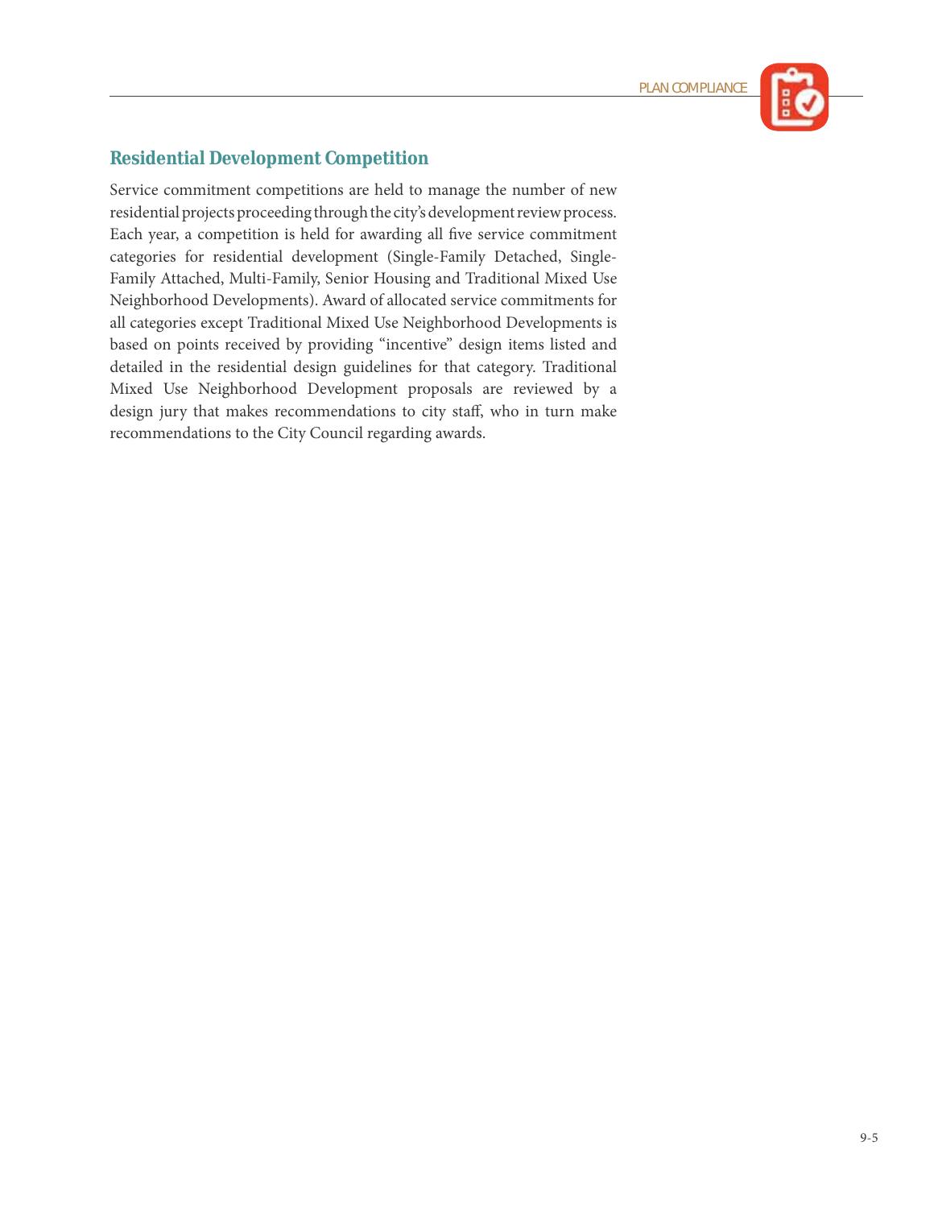## Residential Development Competition

Service commitment competitions are held to manage the number of new residential projects proceeding through the city's development review process. Each year, a competition is held for awarding all five service commitment categories for residential development (Single-Family Detached, Single-Family Attached, Multi-Family, Senior Housing and Traditional Mixed Use Neighborhood Developments). Award of allocated service commitments for all categories except Traditional Mixed Use Neighborhood Developments is based on points received by providing "incentive" design items listed and detailed in the residential design guidelines for that category. Traditional Mixed Use Neighborhood Development proposals are reviewed by a design jury that makes recommendations to city staff, who in turn make recommendations to the City Council regarding awards.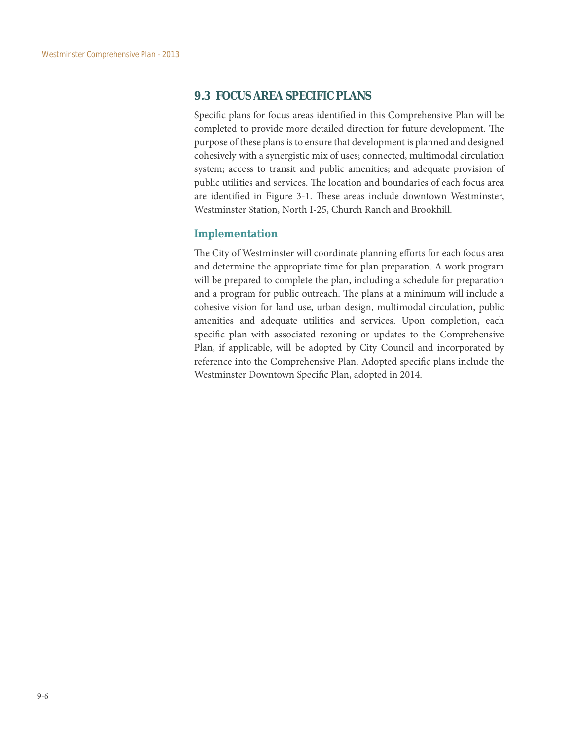## 9.3 FOCUS AREA SPECIFIC PLANS

Specific plans for focus areas identified in this Comprehensive Plan will be completed to provide more detailed direction for future development. The purpose of these plans is to ensure that development is planned and designed cohesively with a synergistic mix of uses; connected, multimodal circulation system; access to transit and public amenities; and adequate provision of public utilities and services. The location and boundaries of each focus area are identified in Figure 3-1. These areas include downtown Westminster, Westminster Station, North I-25, Church Ranch and Brookhill.

### Implementation

The City of Westminster will coordinate planning efforts for each focus area and determine the appropriate time for plan preparation. A work program will be prepared to complete the plan, including a schedule for preparation and a program for public outreach. The plans at a minimum will include a cohesive vision for land use, urban design, multimodal circulation, public amenities and adequate utilities and services. Upon completion, each specific plan with associated rezoning or updates to the Comprehensive Plan, if applicable, will be adopted by City Council and incorporated by reference into the Comprehensive Plan. Adopted specific plans include the Westminster Downtown Specific Plan, adopted in 2014.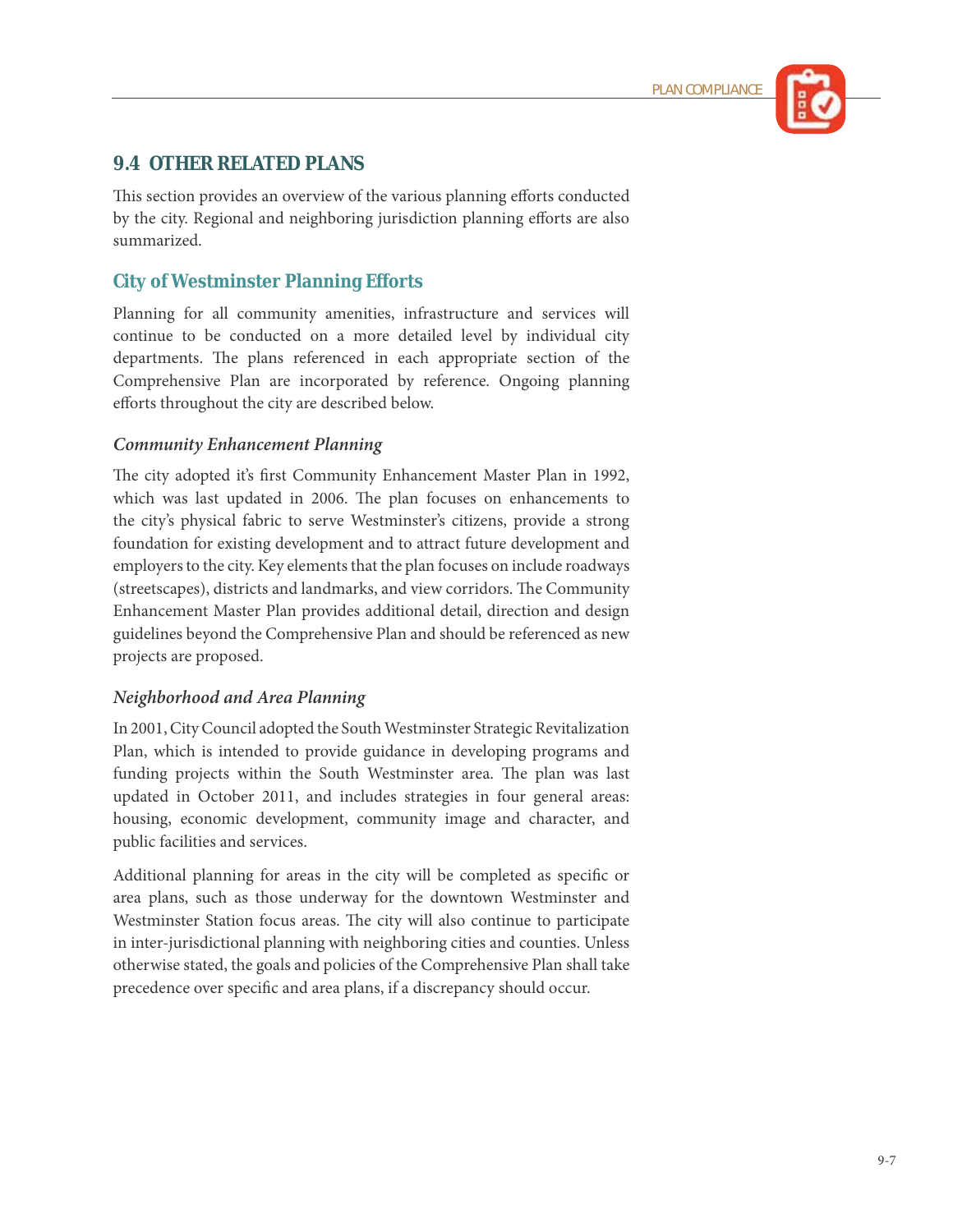## 9.4 OTHER RELATED PLANS

This section provides an overview of the various planning efforts conducted by the city. Regional and neighboring jurisdiction planning efforts are also summarized.

### City of Westminster Planning Efforts

Planning for all community amenities, infrastructure and services will continue to be conducted on a more detailed level by individual city departments. The plans referenced in each appropriate section of the Comprehensive Plan are incorporated by reference. Ongoing planning efforts throughout the city are described below.

#### *Community Enhancement Planning*

The city adopted it's first Community Enhancement Master Plan in 1992, which was last updated in 2006. The plan focuses on enhancements to the city's physical fabric to serve Westminster's citizens, provide a strong foundation for existing development and to attract future development and employers to the city. Key elements that the plan focuses on include roadways (streetscapes), districts and landmarks, and view corridors. The Community Enhancement Master Plan provides additional detail, direction and design guidelines beyond the Comprehensive Plan and should be referenced as new projects are proposed.

#### *Neighborhood and Area Planning*

In 2001, City Council adopted the South Westminster Strategic Revitalization Plan, which is intended to provide guidance in developing programs and funding projects within the South Westminster area. The plan was last updated in October 2011, and includes strategies in four general areas: housing, economic development, community image and character, and public facilities and services.

Additional planning for areas in the city will be completed as specific or area plans, such as those underway for the downtown Westminster and Westminster Station focus areas. The city will also continue to participate in inter-jurisdictional planning with neighboring cities and counties. Unless otherwise stated, the goals and policies of the Comprehensive Plan shall take precedence over specific and area plans, if a discrepancy should occur.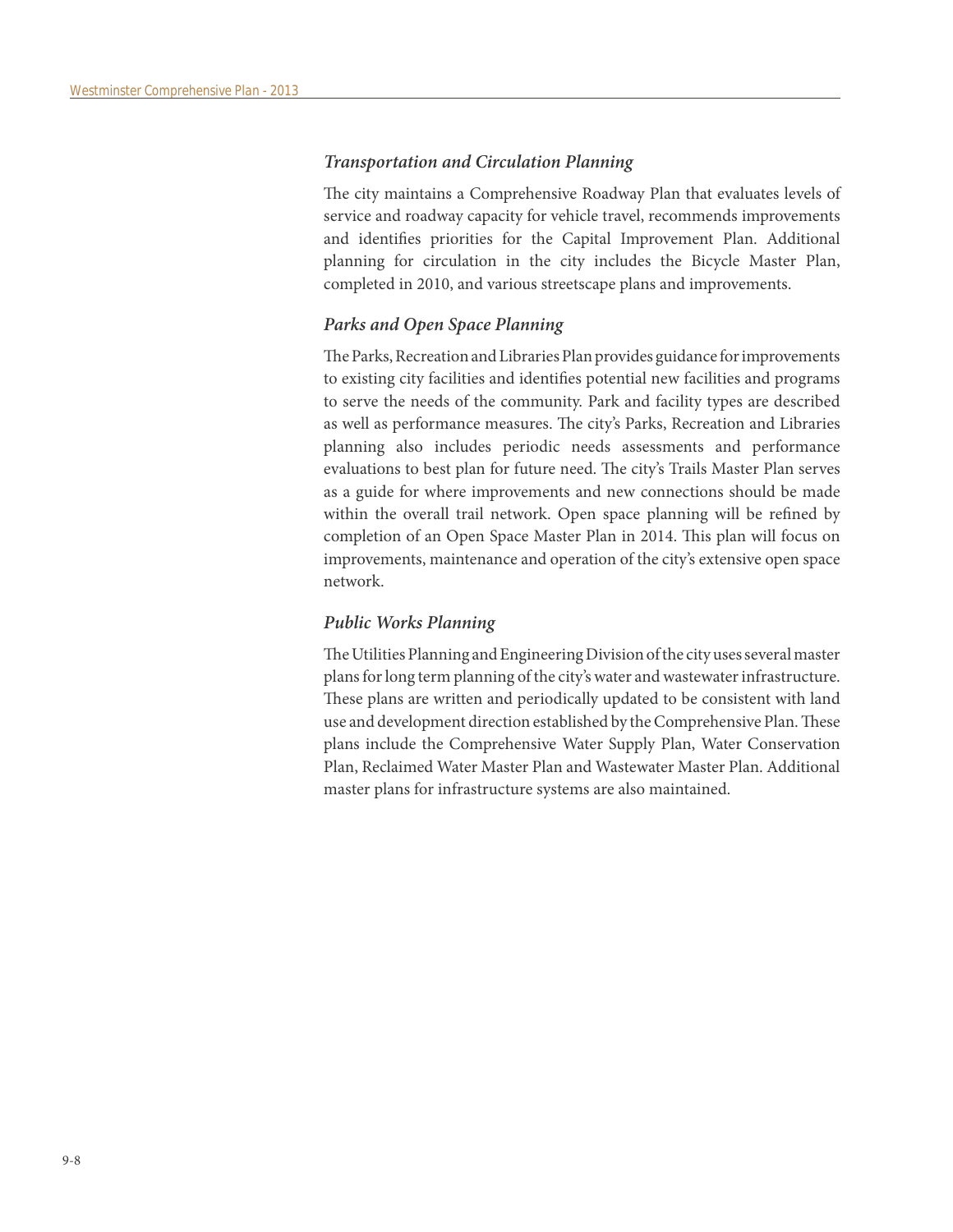### *Transportation and Circulation Planning*

The city maintains a Comprehensive Roadway Plan that evaluates levels of service and roadway capacity for vehicle travel, recommends improvements and identifies priorities for the Capital Improvement Plan. Additional planning for circulation in the city includes the Bicycle Master Plan, completed in 2010, and various streetscape plans and improvements.

### *Parks and Open Space Planning*

The Parks, Recreation and Libraries Plan provides guidance for improvements to existing city facilities and identifies potential new facilities and programs to serve the needs of the community. Park and facility types are described as well as performance measures. The city's Parks, Recreation and Libraries planning also includes periodic needs assessments and performance evaluations to best plan for future need. The city's Trails Master Plan serves as a guide for where improvements and new connections should be made within the overall trail network. Open space planning will be refined by completion of an Open Space Master Plan in 2014. This plan will focus on improvements, maintenance and operation of the city's extensive open space network.

### *Public Works Planning*

The Utilities Planning and Engineering Division of the city uses several master plans for long term planning of the city's water and wastewater infrastructure. These plans are written and periodically updated to be consistent with land use and development direction established by the Comprehensive Plan. These plans include the Comprehensive Water Supply Plan, Water Conservation Plan, Reclaimed Water Master Plan and Wastewater Master Plan. Additional master plans for infrastructure systems are also maintained.